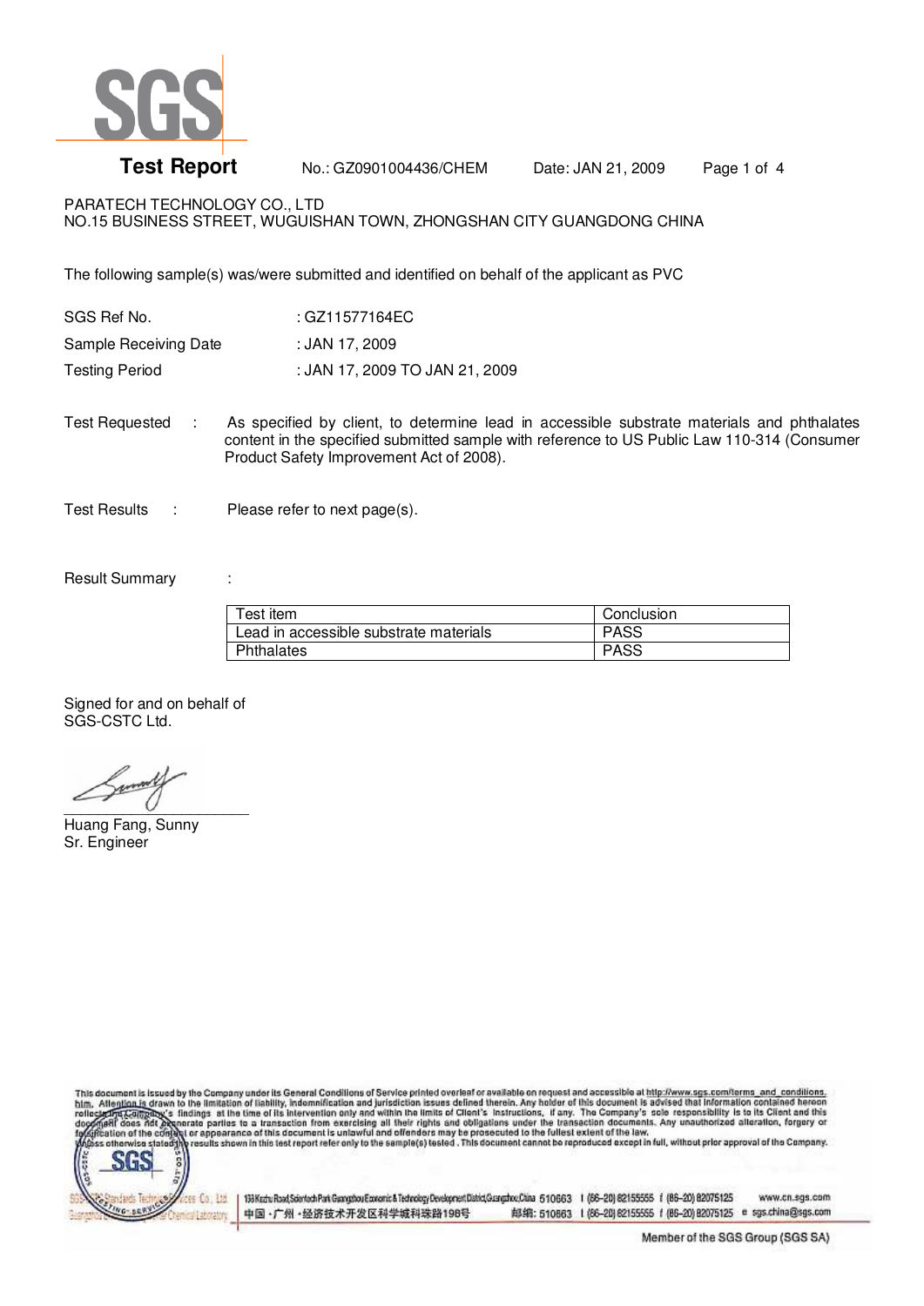# SGS

**Test Report** No.: GZ0901004436/CHEM Date: JAN 21, 2009

PARATECH TECHNOLOGY CO., LTD
NO.15 BUSINESS STREET, WUGUISHAN TOWN, ZHONGSHAN CITY GUANGDONG CHINA

The following sample(s) was/were submitted and identified on behalf of the applicant as PVC

SGS Ref No. : GZ11577164EC
Sample Receiving Date : JAN 17, 2009
Testing Period : JAN 17, 2009 TO JAN 21, 2009

Test Requested : As specified by client, to determine lead in accessible substrate materials and phthalates content in the specified submitted sample with reference to US Public Law 110-314 (Consumer Product Safety Improvement Act of 2008).

Test Results : Please refer to next page(s).

Result Summary :

| Test item | Conclusion |
| --- | --- |
| Lead in accessible substrate materials | PASS |
| Phthalates | PASS |

Signed for and on behalf of
SGS-CSTC Ltd.

Huang Fang, Sunny
Sr. Engineer

This document is issued by the Company under its General Conditions of Service printed overleaf or available on request and accessible at http://www.sgs.com/terms_and_conditions.htm. Attention is drawn to the limitation of liability, indemnification and jurisdiction issues defined therein. Any holder of this document is advised that information contained hereon reflects the Company's findings at the time of its intervention only and within the limits of Client's instructions, if any. The Company's sole responsibility is to its Client and this document does not exonerate parties to a transaction from exercising all their rights and obligations under the transaction documents. Any unauthorized alteration, forgery or falsification of the content or appearance of this document is unlawful and offenders may be prosecuted to the fullest extent of the law. Unless otherwise stated the results shown in this test report refer only to the sample(s) tested. This document cannot be reproduced except in full, without prior approval of the Company.

198 Kezhu Road, Scientech Park Guangzhou Economic & Technology Development District, Guangzhou, China 510663 t (86-20) 82155555 f (86-20) 82075125 www.cn.sgs.com
中国·广州·经济技术开发区科学城科珠路198号 邮编: 510663 t (86-20) 82155555 f (86-20) 82075125 e sgs.china@sgs.com

Member of the SGS Group (SGS SA)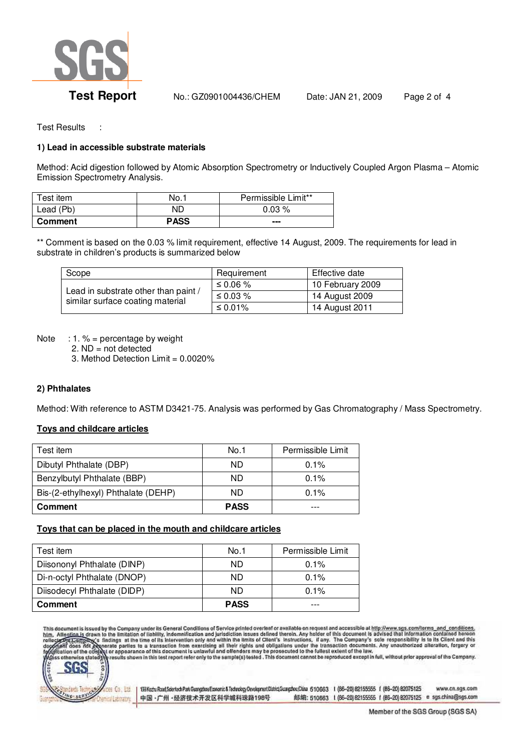Test Results :

**1) Lead in accessible substrate materials**

Method: Acid digestion followed by Atomic Absorption Spectrometry or Inductively Coupled Argon Plasma – Atomic Emission Spectrometry Analysis.

| Test item | No.1 | Permissible Limit** |
|---|---|---|
| Lead (Pb) | ND | 0.03 % |
| **Comment** | **PASS** | --- |

** Comment is based on the 0.03 % limit requirement, effective 14 August, 2009. The requirements for lead in substrate in children's products is summarized below

| Scope | Requirement | Effective date |
|---|---|---|
| Lead in substrate other than paint / similar surface coating material | ≤ 0.06 % | 10 February 2009 |
| | ≤ 0.03 % | 14 August 2009 |
| | ≤ 0.01% | 14 August 2011 |

Note : 1. % = percentage by weight
2. ND = not detected
3. Method Detection Limit = 0.0020%

**2) Phthalates**

Method: With reference to ASTM D3421-75. Analysis was performed by Gas Chromatography / Mass Spectrometry.

**Toys and childcare articles**

| Test item | No.1 | Permissible Limit |
|---|---|---|
| Dibutyl Phthalate (DBP) | ND | 0.1% |
| Benzylbutyl Phthalate (BBP) | ND | 0.1% |
| Bis-(2-ethylhexyl) Phthalate (DEHP) | ND | 0.1% |
| **Comment** | **PASS** | --- |

**Toys that can be placed in the mouth and childcare articles**

| Test item | No.1 | Permissible Limit |
|---|---|---|
| Diisononyl Phthalate (DINP) | ND | 0.1% |
| Di-n-octyl Phthalate (DNOP) | ND | 0.1% |
| Diisodecyl Phthalate (DIDP) | ND | 0.1% |
| **Comment** | **PASS** | --- |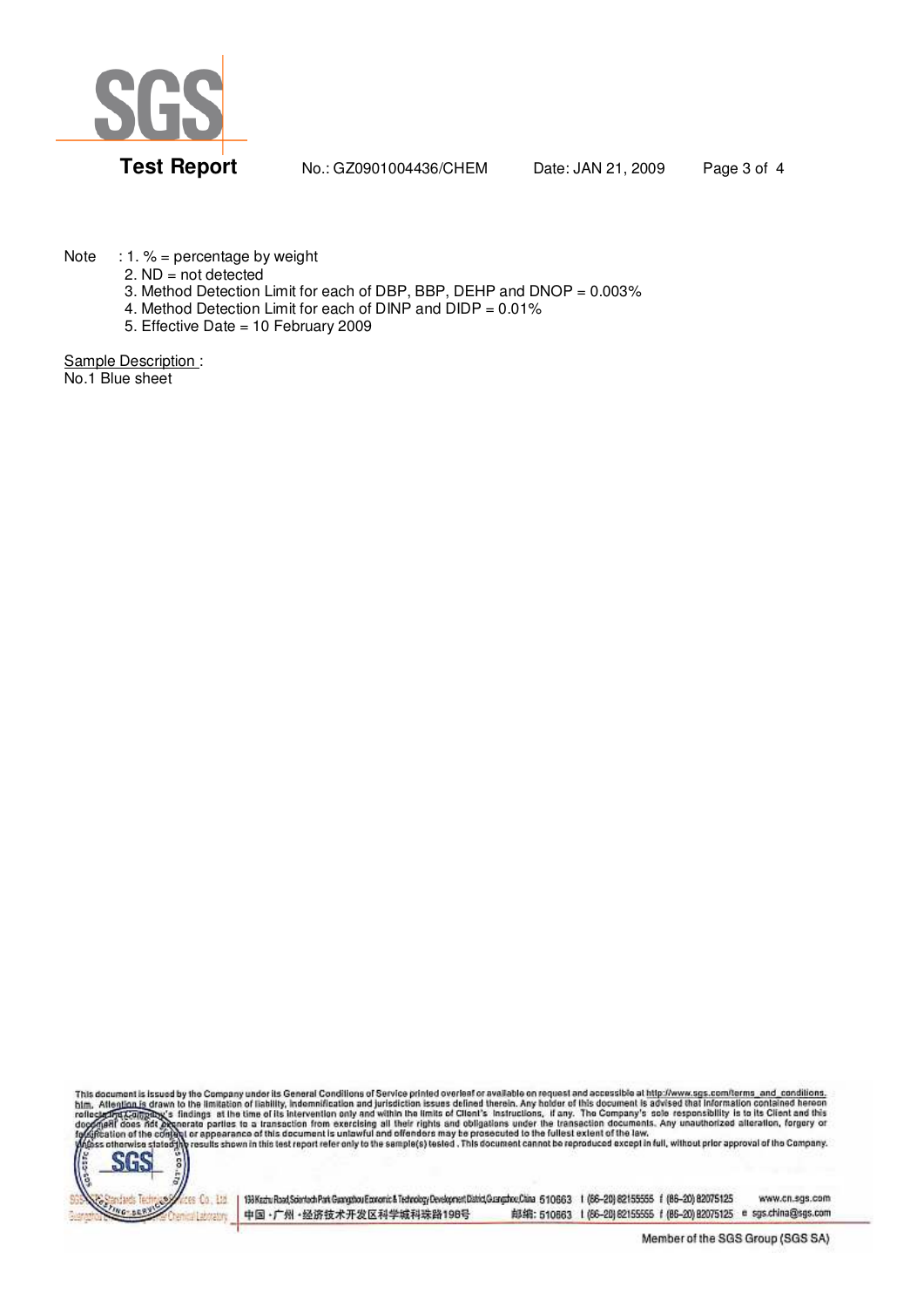Note : 1. % = percentage by weight
2. ND = not detected
3. Method Detection Limit for each of DBP, BBP, DEHP and DNOP = 0.003%
4. Method Detection Limit for each of DINP and DIDP = 0.01%
5. Effective Date = 10 February 2009

Sample Description :
No.1 Blue sheet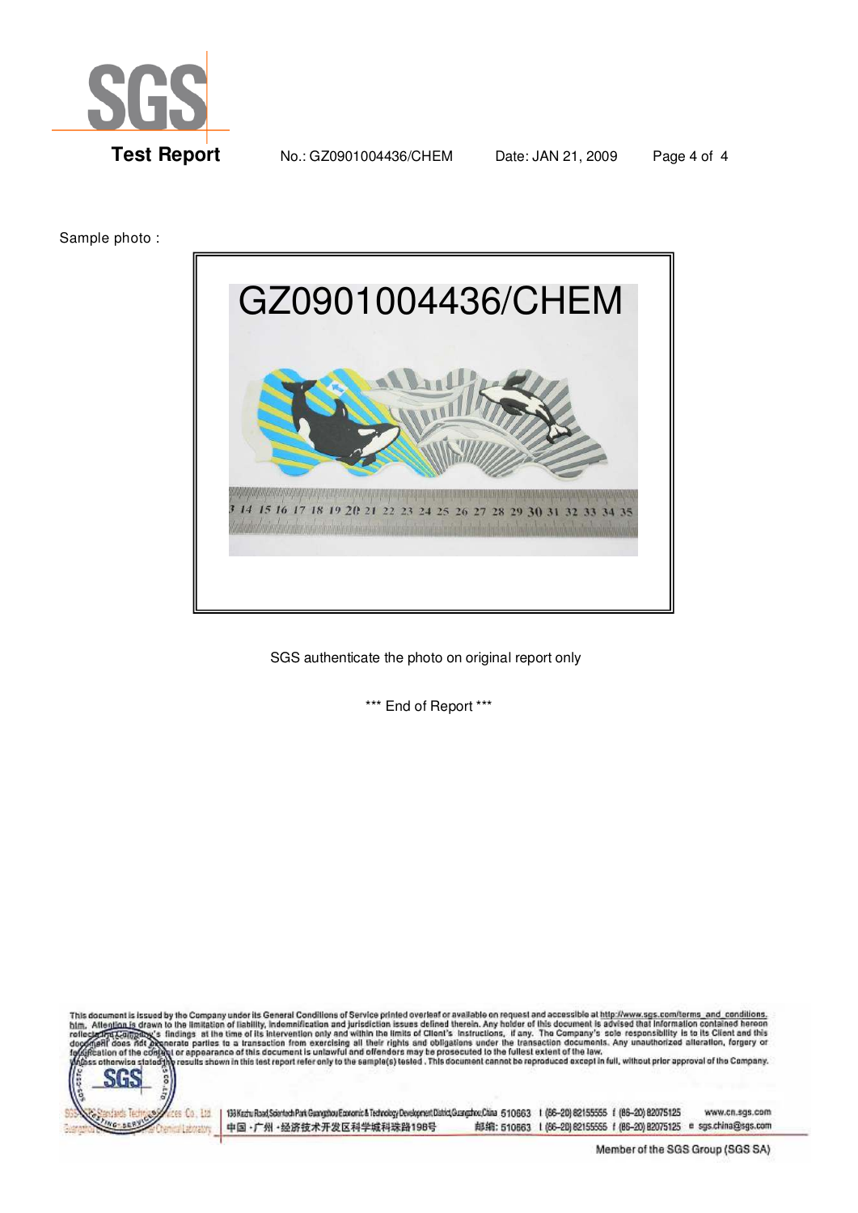Sample photo :

SGS authenticate the photo on original report only

*** End of Report ***